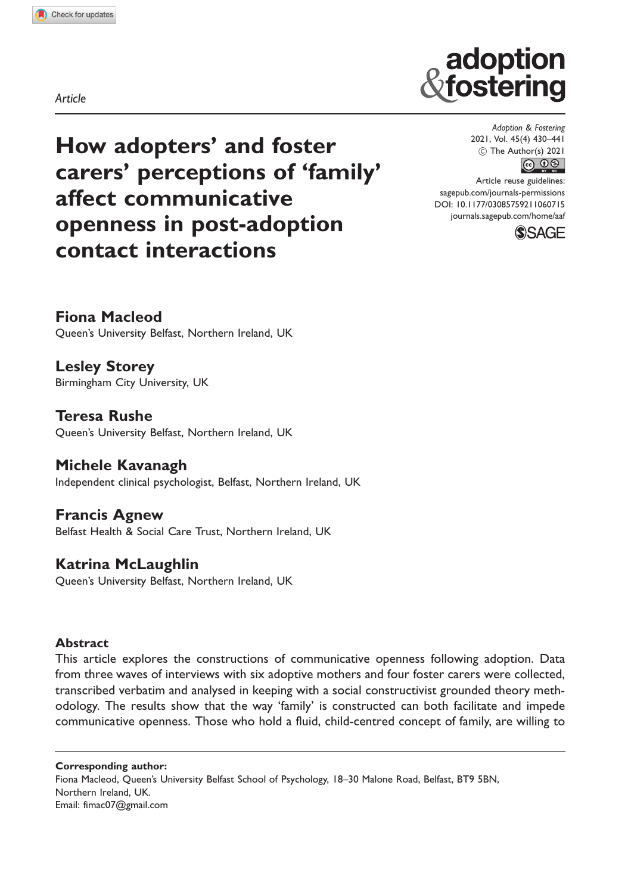Article

# How adopters' and foster carers' perceptions of 'family' affect communicative openness in post-adoption contact interactions

Adoption & Fostering
2021, Vol. 45(4) 430–441
© The Author(s) 2021
Article reuse guidelines:
sagepub.com/journals-permissions
DOI: 10.1177/03085759211060715
journals.sagepub.com/home/aaf

**Fiona Macleod**
Queen's University Belfast, Northern Ireland, UK

**Lesley Storey**
Birmingham City University, UK

**Teresa Rushe**
Queen's University Belfast, Northern Ireland, UK

**Michele Kavanagh**
Independent clinical psychologist, Belfast, Northern Ireland, UK

**Francis Agnew**
Belfast Health & Social Care Trust, Northern Ireland, UK

**Katrina McLaughlin**
Queen's University Belfast, Northern Ireland, UK

## Abstract

This article explores the constructions of communicative openness following adoption. Data from three waves of interviews with six adoptive mothers and four foster carers were collected, transcribed verbatim and analysed in keeping with a social constructivist grounded theory methodology. The results show that the way 'family' is constructed can both facilitate and impede communicative openness. Those who hold a fluid, child-centred concept of family, are willing to

**Corresponding author:**
Fiona Macleod, Queen's University Belfast School of Psychology, 18–30 Malone Road, Belfast, BT9 5BN, Northern Ireland, UK.
Email: fimac07@gmail.com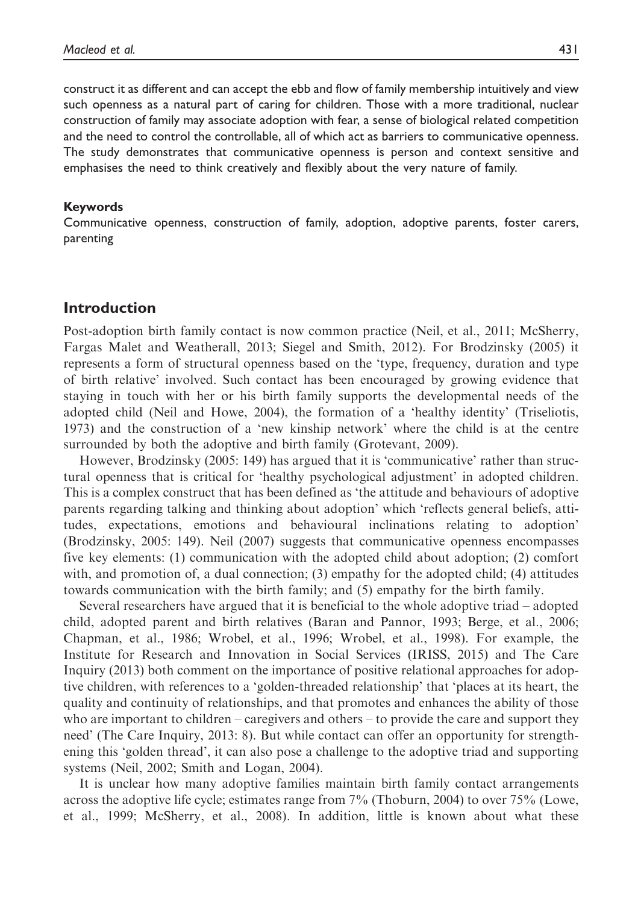construct it as different and can accept the ebb and flow of family membership intuitively and view such openness as a natural part of caring for children. Those with a more traditional, nuclear construction of family may associate adoption with fear, a sense of biological related competition and the need to control the controllable, all of which act as barriers to communicative openness. The study demonstrates that communicative openness is person and context sensitive and emphasises the need to think creatively and flexibly about the very nature of family.

#### Keywords

Communicative openness, construction of family, adoption, adoptive parents, foster carers, parenting

## Introduction

Post-adoption birth family contact is now common practice (Neil, et al., 2011; McSherry, Fargas Malet and Weatherall, 2013; Siegel and Smith, 2012). For Brodzinsky (2005) it represents a form of structural openness based on the 'type, frequency, duration and type of birth relative' involved. Such contact has been encouraged by growing evidence that staying in touch with her or his birth family supports the developmental needs of the adopted child (Neil and Howe, 2004), the formation of a 'healthy identity' (Triseliotis, 1973) and the construction of a 'new kinship network' where the child is at the centre surrounded by both the adoptive and birth family (Grotevant, 2009).

However, Brodzinsky (2005: 149) has argued that it is 'communicative' rather than structural openness that is critical for 'healthy psychological adjustment' in adopted children. This is a complex construct that has been defined as 'the attitude and behaviours of adoptive parents regarding talking and thinking about adoption' which 'reflects general beliefs, attitudes, expectations, emotions and behavioural inclinations relating to adoption' (Brodzinsky, 2005: 149). Neil (2007) suggests that communicative openness encompasses five key elements: (1) communication with the adopted child about adoption; (2) comfort with, and promotion of, a dual connection; (3) empathy for the adopted child; (4) attitudes towards communication with the birth family; and (5) empathy for the birth family.

Several researchers have argued that it is beneficial to the whole adoptive triad – adopted child, adopted parent and birth relatives (Baran and Pannor, 1993; Berge, et al., 2006; Chapman, et al., 1986; Wrobel, et al., 1996; Wrobel, et al., 1998). For example, the Institute for Research and Innovation in Social Services (IRISS, 2015) and The Care Inquiry (2013) both comment on the importance of positive relational approaches for adoptive children, with references to a 'golden-threaded relationship' that 'places at its heart, the quality and continuity of relationships, and that promotes and enhances the ability of those who are important to children – caregivers and others – to provide the care and support they need' (The Care Inquiry, 2013: 8). But while contact can offer an opportunity for strengthening this 'golden thread', it can also pose a challenge to the adoptive triad and supporting systems (Neil, 2002; Smith and Logan, 2004).

It is unclear how many adoptive families maintain birth family contact arrangements across the adoptive life cycle; estimates range from 7% (Thoburn, 2004) to over 75% (Lowe, et al., 1999; McSherry, et al., 2008). In addition, little is known about what these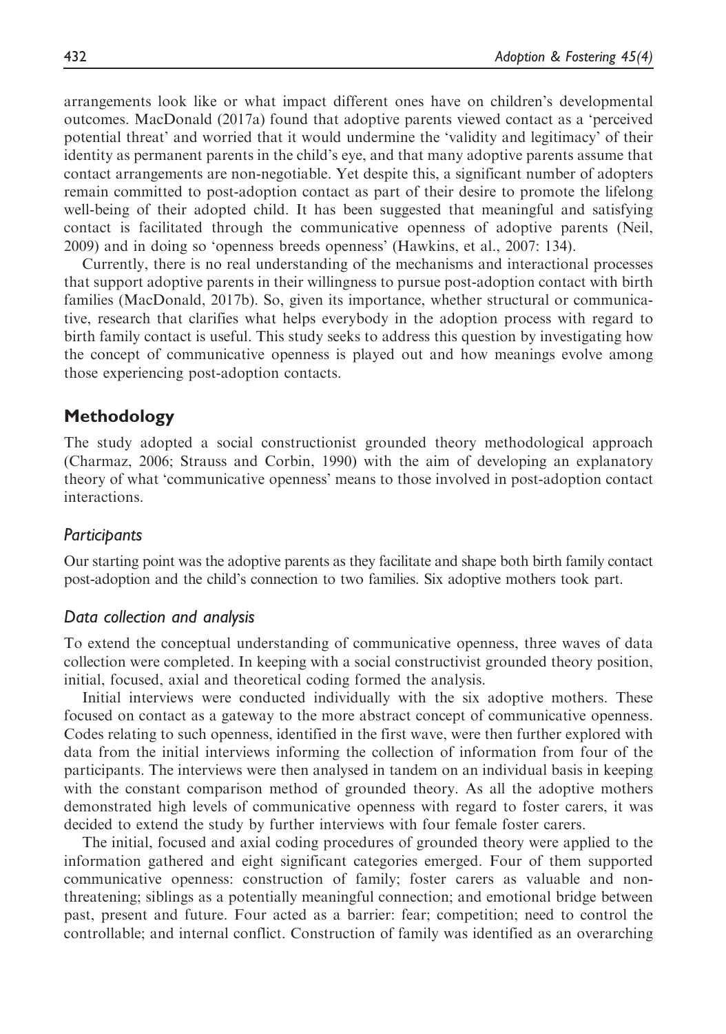arrangements look like or what impact different ones have on children's developmental outcomes. MacDonald (2017a) found that adoptive parents viewed contact as a 'perceived potential threat' and worried that it would undermine the 'validity and legitimacy' of their identity as permanent parents in the child's eye, and that many adoptive parents assume that contact arrangements are non-negotiable. Yet despite this, a significant number of adopters remain committed to post-adoption contact as part of their desire to promote the lifelong well-being of their adopted child. It has been suggested that meaningful and satisfying contact is facilitated through the communicative openness of adoptive parents (Neil, 2009) and in doing so 'openness breeds openness' (Hawkins, et al., 2007: 134).

Currently, there is no real understanding of the mechanisms and interactional processes that support adoptive parents in their willingness to pursue post-adoption contact with birth families (MacDonald, 2017b). So, given its importance, whether structural or communicative, research that clarifies what helps everybody in the adoption process with regard to birth family contact is useful. This study seeks to address this question by investigating how the concept of communicative openness is played out and how meanings evolve among those experiencing post-adoption contacts.

## Methodology

The study adopted a social constructionist grounded theory methodological approach (Charmaz, 2006; Strauss and Corbin, 1990) with the aim of developing an explanatory theory of what 'communicative openness' means to those involved in post-adoption contact interactions.

### *Participants*

Our starting point was the adoptive parents as they facilitate and shape both birth family contact post-adoption and the child's connection to two families. Six adoptive mothers took part.

### *Data collection and analysis*

To extend the conceptual understanding of communicative openness, three waves of data collection were completed. In keeping with a social constructivist grounded theory position, initial, focused, axial and theoretical coding formed the analysis.

Initial interviews were conducted individually with the six adoptive mothers. These focused on contact as a gateway to the more abstract concept of communicative openness. Codes relating to such openness, identified in the first wave, were then further explored with data from the initial interviews informing the collection of information from four of the participants. The interviews were then analysed in tandem on an individual basis in keeping with the constant comparison method of grounded theory. As all the adoptive mothers demonstrated high levels of communicative openness with regard to foster carers, it was decided to extend the study by further interviews with four female foster carers.

The initial, focused and axial coding procedures of grounded theory were applied to the information gathered and eight significant categories emerged. Four of them supported communicative openness: construction of family; foster carers as valuable and non-threatening; siblings as a potentially meaningful connection; and emotional bridge between past, present and future. Four acted as a barrier: fear; competition; need to control the controllable; and internal conflict. Construction of family was identified as an overarching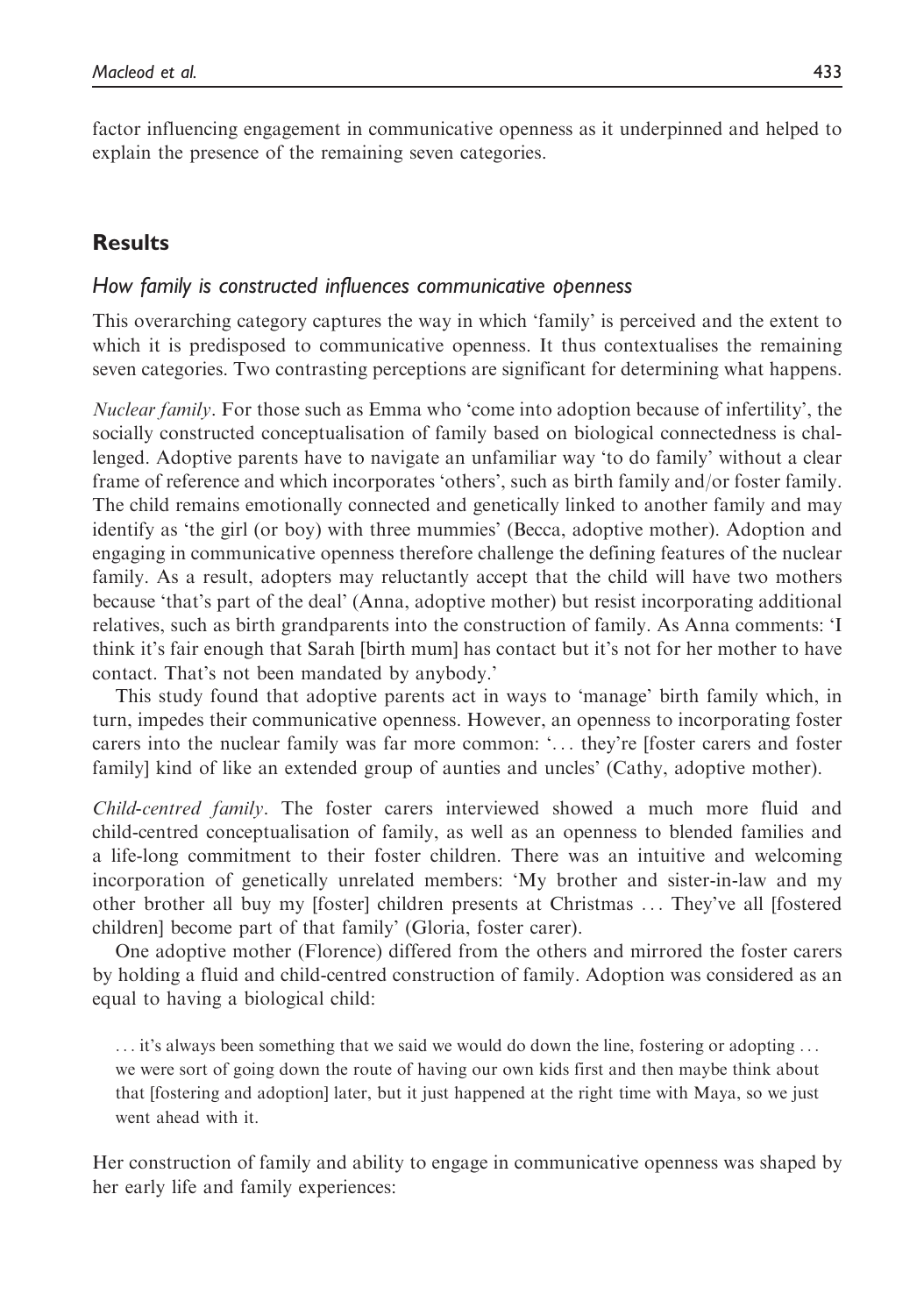factor influencing engagement in communicative openness as it underpinned and helped to explain the presence of the remaining seven categories.

## Results

### *How family is constructed influences communicative openness*

This overarching category captures the way in which 'family' is perceived and the extent to which it is predisposed to communicative openness. It thus contextualises the remaining seven categories. Two contrasting perceptions are significant for determining what happens.

*Nuclear family*. For those such as Emma who 'come into adoption because of infertility', the socially constructed conceptualisation of family based on biological connectedness is challenged. Adoptive parents have to navigate an unfamiliar way 'to do family' without a clear frame of reference and which incorporates 'others', such as birth family and/or foster family. The child remains emotionally connected and genetically linked to another family and may identify as 'the girl (or boy) with three mummies' (Becca, adoptive mother). Adoption and engaging in communicative openness therefore challenge the defining features of the nuclear family. As a result, adopters may reluctantly accept that the child will have two mothers because 'that's part of the deal' (Anna, adoptive mother) but resist incorporating additional relatives, such as birth grandparents into the construction of family. As Anna comments: 'I think it's fair enough that Sarah [birth mum] has contact but it's not for her mother to have contact. That's not been mandated by anybody.'

This study found that adoptive parents act in ways to 'manage' birth family which, in turn, impedes their communicative openness. However, an openness to incorporating foster carers into the nuclear family was far more common: '... they're [foster carers and foster family] kind of like an extended group of aunties and uncles' (Cathy, adoptive mother).

*Child-centred family*. The foster carers interviewed showed a much more fluid and child-centred conceptualisation of family, as well as an openness to blended families and a life-long commitment to their foster children. There was an intuitive and welcoming incorporation of genetically unrelated members: 'My brother and sister-in-law and my other brother all buy my [foster] children presents at Christmas ... They've all [fostered children] become part of that family' (Gloria, foster carer).

One adoptive mother (Florence) differed from the others and mirrored the foster carers by holding a fluid and child-centred construction of family. Adoption was considered as an equal to having a biological child:

> ... it's always been something that we said we would do down the line, fostering or adopting ... we were sort of going down the route of having our own kids first and then maybe think about that [fostering and adoption] later, but it just happened at the right time with Maya, so we just went ahead with it.

Her construction of family and ability to engage in communicative openness was shaped by her early life and family experiences: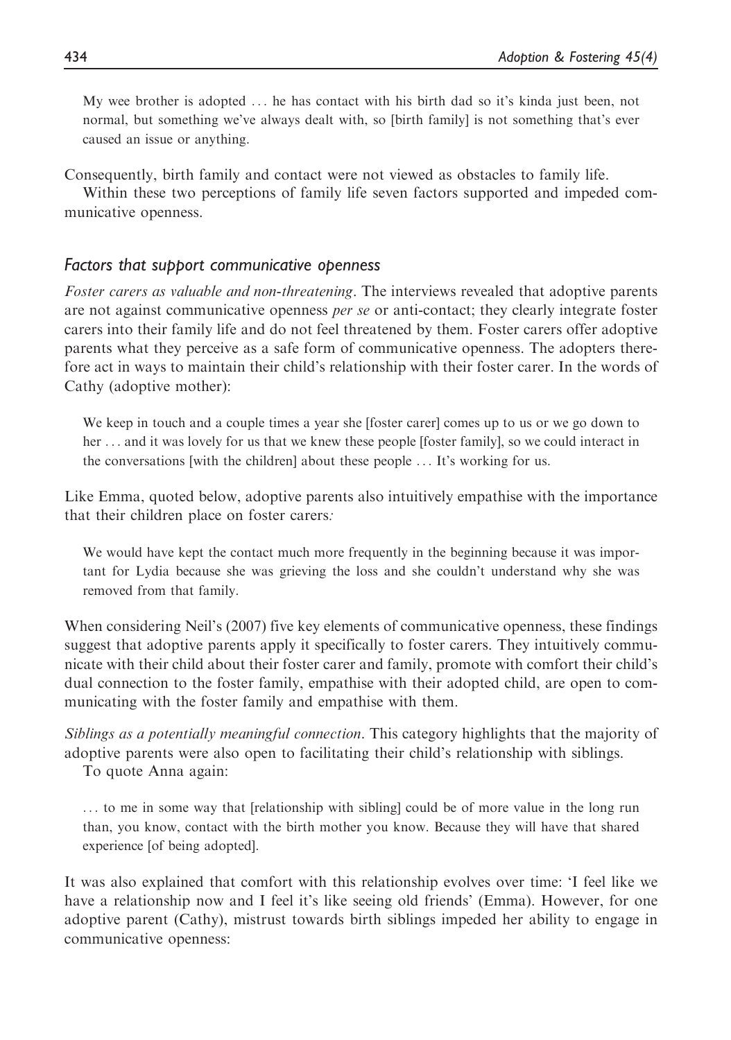> My wee brother is adopted ... he has contact with his birth dad so it's kinda just been, not normal, but something we've always dealt with, so [birth family] is not something that's ever caused an issue or anything.

Consequently, birth family and contact were not viewed as obstacles to family life.

Within these two perceptions of family life seven factors supported and impeded communicative openness.

### *Factors that support communicative openness*

*Foster carers as valuable and non-threatening*. The interviews revealed that adoptive parents are not against communicative openness *per se* or anti-contact; they clearly integrate foster carers into their family life and do not feel threatened by them. Foster carers offer adoptive parents what they perceive as a safe form of communicative openness. The adopters therefore act in ways to maintain their child's relationship with their foster carer. In the words of Cathy (adoptive mother):

> We keep in touch and a couple times a year she [foster carer] comes up to us or we go down to her ... and it was lovely for us that we knew these people [foster family], so we could interact in the conversations [with the children] about these people ... It's working for us.

Like Emma, quoted below, adoptive parents also intuitively empathise with the importance that their children place on foster carers:

> We would have kept the contact much more frequently in the beginning because it was important for Lydia because she was grieving the loss and she couldn't understand why she was removed from that family.

When considering Neil's (2007) five key elements of communicative openness, these findings suggest that adoptive parents apply it specifically to foster carers. They intuitively communicate with their child about their foster carer and family, promote with comfort their child's dual connection to the foster family, empathise with their adopted child, are open to communicating with the foster family and empathise with them.

*Siblings as a potentially meaningful connection*. This category highlights that the majority of adoptive parents were also open to facilitating their child's relationship with siblings.

To quote Anna again:

> ... to me in some way that [relationship with sibling] could be of more value in the long run than, you know, contact with the birth mother you know. Because they will have that shared experience [of being adopted].

It was also explained that comfort with this relationship evolves over time: 'I feel like we have a relationship now and I feel it's like seeing old friends' (Emma). However, for one adoptive parent (Cathy), mistrust towards birth siblings impeded her ability to engage in communicative openness: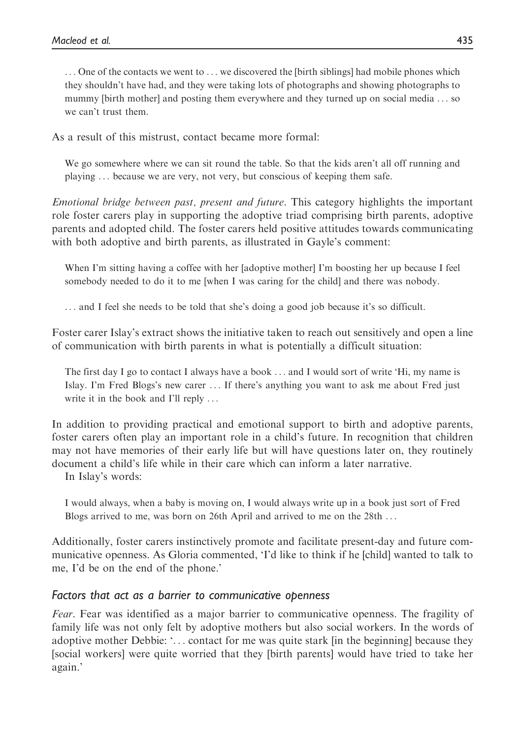... One of the contacts we went to ... we discovered the [birth siblings] had mobile phones which they shouldn't have had, and they were taking lots of photographs and showing photographs to mummy [birth mother] and posting them everywhere and they turned up on social media ... so we can't trust them.

As a result of this mistrust, contact became more formal:

> We go somewhere where we can sit round the table. So that the kids aren't all off running and playing ... because we are very, not very, but conscious of keeping them safe.

*Emotional bridge between past, present and future*. This category highlights the important role foster carers play in supporting the adoptive triad comprising birth parents, adoptive parents and adopted child. The foster carers held positive attitudes towards communicating with both adoptive and birth parents, as illustrated in Gayle's comment:

> When I'm sitting having a coffee with her [adoptive mother] I'm boosting her up because I feel somebody needed to do it to me [when I was caring for the child] and there was nobody.
>
> ... and I feel she needs to be told that she's doing a good job because it's so difficult.

Foster carer Islay's extract shows the initiative taken to reach out sensitively and open a line of communication with birth parents in what is potentially a difficult situation:

> The first day I go to contact I always have a book ... and I would sort of write 'Hi, my name is Islay. I'm Fred Blogs's new carer ... If there's anything you want to ask me about Fred just write it in the book and I'll reply ...

In addition to providing practical and emotional support to birth and adoptive parents, foster carers often play an important role in a child's future. In recognition that children may not have memories of their early life but will have questions later on, they routinely document a child's life while in their care which can inform a later narrative.

In Islay's words:

> I would always, when a baby is moving on, I would always write up in a book just sort of Fred Blogs arrived to me, was born on 26th April and arrived to me on the 28th ...

Additionally, foster carers instinctively promote and facilitate present-day and future communicative openness. As Gloria commented, 'I'd like to think if he [child] wanted to talk to me, I'd be on the end of the phone.'

### *Factors that act as a barrier to communicative openness*

*Fear*. Fear was identified as a major barrier to communicative openness. The fragility of family life was not only felt by adoptive mothers but also social workers. In the words of adoptive mother Debbie: '... contact for me was quite stark [in the beginning] because they [social workers] were quite worried that they [birth parents] would have tried to take her again.'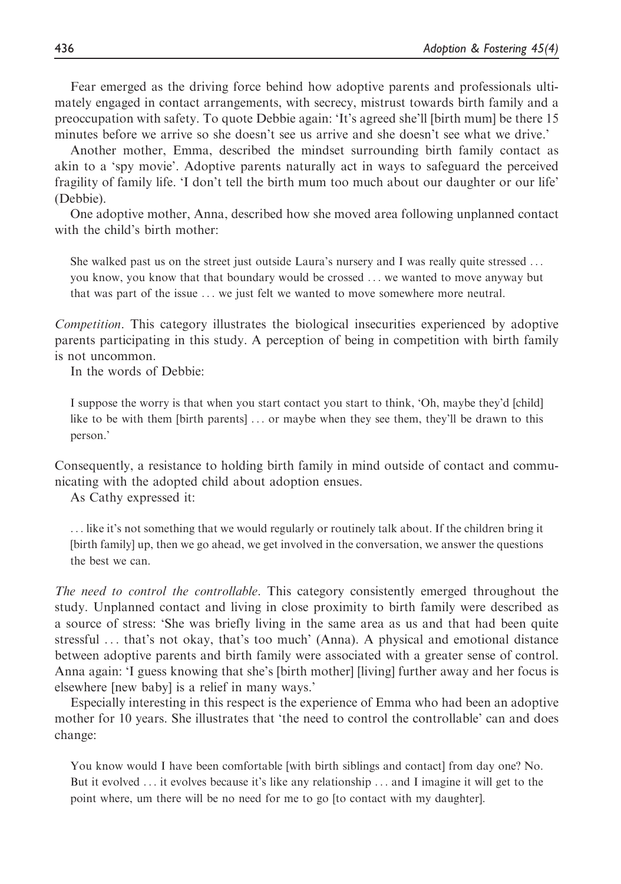Fear emerged as the driving force behind how adoptive parents and professionals ultimately engaged in contact arrangements, with secrecy, mistrust towards birth family and a preoccupation with safety. To quote Debbie again: 'It's agreed she'll [birth mum] be there 15 minutes before we arrive so she doesn't see us arrive and she doesn't see what we drive.'

Another mother, Emma, described the mindset surrounding birth family contact as akin to a 'spy movie'. Adoptive parents naturally act in ways to safeguard the perceived fragility of family life. 'I don't tell the birth mum too much about our daughter or our life' (Debbie).

One adoptive mother, Anna, described how she moved area following unplanned contact with the child's birth mother:

> She walked past us on the street just outside Laura's nursery and I was really quite stressed … you know, you know that that boundary would be crossed … we wanted to move anyway but that was part of the issue … we just felt we wanted to move somewhere more neutral.

*Competition*. This category illustrates the biological insecurities experienced by adoptive parents participating in this study. A perception of being in competition with birth family is not uncommon.

In the words of Debbie:

> I suppose the worry is that when you start contact you start to think, 'Oh, maybe they'd [child] like to be with them [birth parents] … or maybe when they see them, they'll be drawn to this person.'

Consequently, a resistance to holding birth family in mind outside of contact and communicating with the adopted child about adoption ensues.

As Cathy expressed it:

> … like it's not something that we would regularly or routinely talk about. If the children bring it [birth family] up, then we go ahead, we get involved in the conversation, we answer the questions the best we can.

*The need to control the controllable*. This category consistently emerged throughout the study. Unplanned contact and living in close proximity to birth family were described as a source of stress: 'She was briefly living in the same area as us and that had been quite stressful … that's not okay, that's too much' (Anna). A physical and emotional distance between adoptive parents and birth family were associated with a greater sense of control. Anna again: 'I guess knowing that she's [birth mother] [living] further away and her focus is elsewhere [new baby] is a relief in many ways.'

Especially interesting in this respect is the experience of Emma who had been an adoptive mother for 10 years. She illustrates that 'the need to control the controllable' can and does change:

> You know would I have been comfortable [with birth siblings and contact] from day one? No. But it evolved … it evolves because it's like any relationship … and I imagine it will get to the point where, um there will be no need for me to go [to contact with my daughter].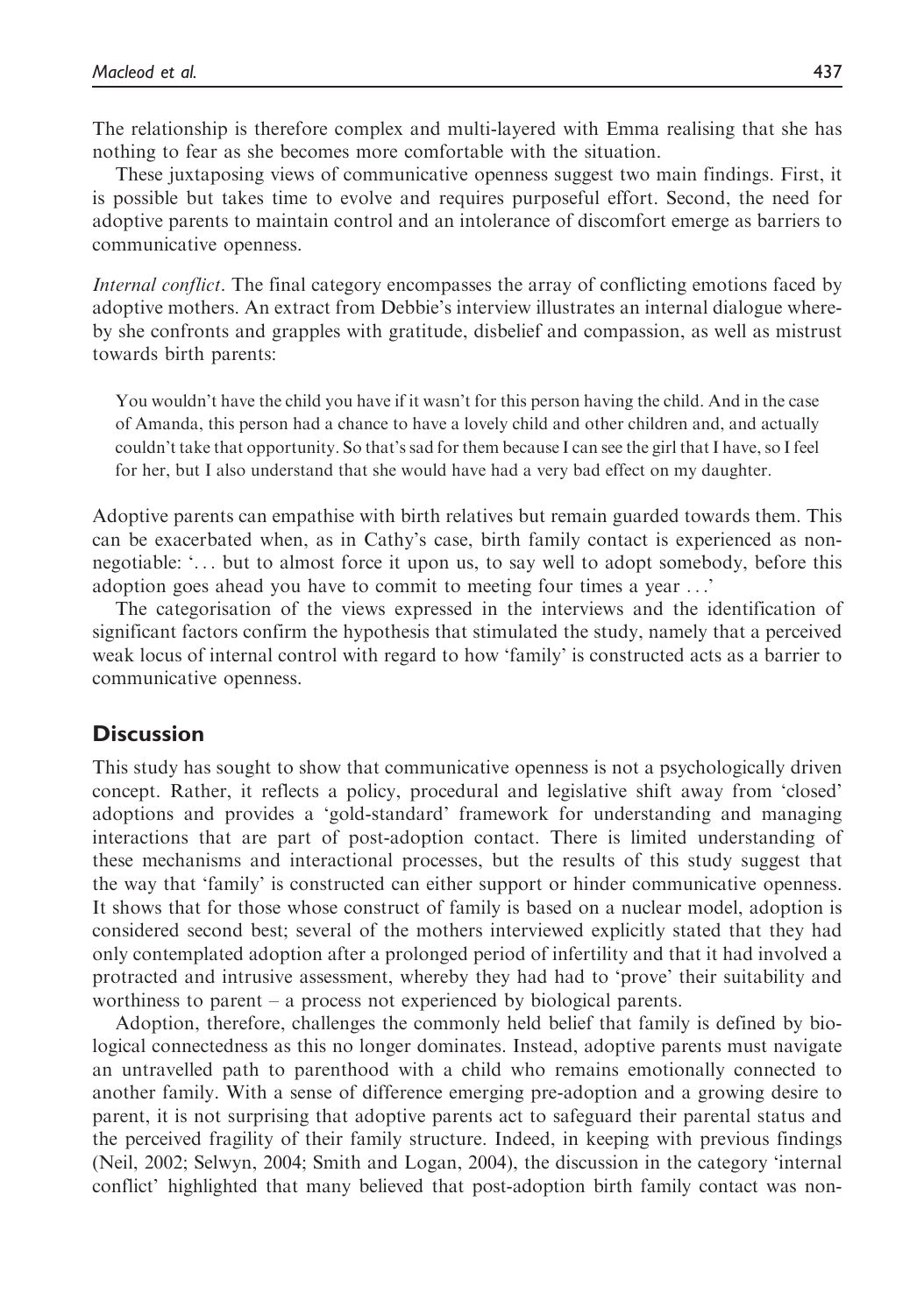The relationship is therefore complex and multi-layered with Emma realising that she has nothing to fear as she becomes more comfortable with the situation.

These juxtaposing views of communicative openness suggest two main findings. First, it is possible but takes time to evolve and requires purposeful effort. Second, the need for adoptive parents to maintain control and an intolerance of discomfort emerge as barriers to communicative openness.

*Internal conflict*. The final category encompasses the array of conflicting emotions faced by adoptive mothers. An extract from Debbie's interview illustrates an internal dialogue whereby she confronts and grapples with gratitude, disbelief and compassion, as well as mistrust towards birth parents:

> You wouldn't have the child you have if it wasn't for this person having the child. And in the case of Amanda, this person had a chance to have a lovely child and other children and, and actually couldn't take that opportunity. So that's sad for them because I can see the girl that I have, so I feel for her, but I also understand that she would have had a very bad effect on my daughter.

Adoptive parents can empathise with birth relatives but remain guarded towards them. This can be exacerbated when, as in Cathy's case, birth family contact is experienced as non-negotiable: '... but to almost force it upon us, to say well to adopt somebody, before this adoption goes ahead you have to commit to meeting four times a year ...'

The categorisation of the views expressed in the interviews and the identification of significant factors confirm the hypothesis that stimulated the study, namely that a perceived weak locus of internal control with regard to how 'family' is constructed acts as a barrier to communicative openness.

## Discussion

This study has sought to show that communicative openness is not a psychologically driven concept. Rather, it reflects a policy, procedural and legislative shift away from 'closed' adoptions and provides a 'gold-standard' framework for understanding and managing interactions that are part of post-adoption contact. There is limited understanding of these mechanisms and interactional processes, but the results of this study suggest that the way that 'family' is constructed can either support or hinder communicative openness. It shows that for those whose construct of family is based on a nuclear model, adoption is considered second best; several of the mothers interviewed explicitly stated that they had only contemplated adoption after a prolonged period of infertility and that it had involved a protracted and intrusive assessment, whereby they had had to 'prove' their suitability and worthiness to parent – a process not experienced by biological parents.

Adoption, therefore, challenges the commonly held belief that family is defined by biological connectedness as this no longer dominates. Instead, adoptive parents must navigate an untravelled path to parenthood with a child who remains emotionally connected to another family. With a sense of difference emerging pre-adoption and a growing desire to parent, it is not surprising that adoptive parents act to safeguard their parental status and the perceived fragility of their family structure. Indeed, in keeping with previous findings (Neil, 2002; Selwyn, 2004; Smith and Logan, 2004), the discussion in the category 'internal conflict' highlighted that many believed that post-adoption birth family contact was non-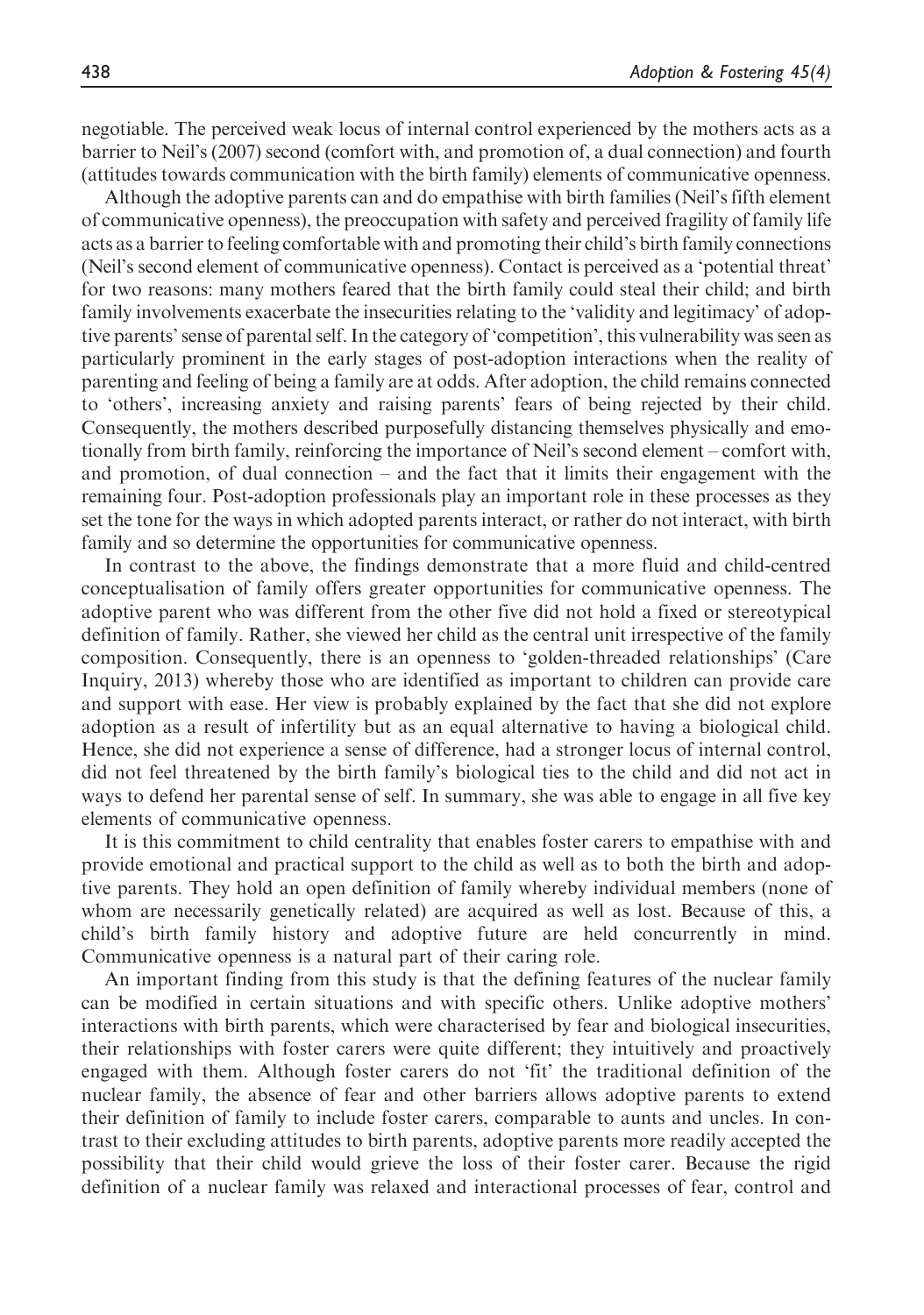negotiable. The perceived weak locus of internal control experienced by the mothers acts as a barrier to Neil's (2007) second (comfort with, and promotion of, a dual connection) and fourth (attitudes towards communication with the birth family) elements of communicative openness.

Although the adoptive parents can and do empathise with birth families (Neil's fifth element of communicative openness), the preoccupation with safety and perceived fragility of family life acts as a barrier to feeling comfortable with and promoting their child's birth family connections (Neil's second element of communicative openness). Contact is perceived as a 'potential threat' for two reasons: many mothers feared that the birth family could steal their child; and birth family involvements exacerbate the insecurities relating to the 'validity and legitimacy' of adoptive parents' sense of parental self. In the category of 'competition', this vulnerability was seen as particularly prominent in the early stages of post-adoption interactions when the reality of parenting and feeling of being a family are at odds. After adoption, the child remains connected to 'others', increasing anxiety and raising parents' fears of being rejected by their child. Consequently, the mothers described purposefully distancing themselves physically and emotionally from birth family, reinforcing the importance of Neil's second element – comfort with, and promotion, of dual connection – and the fact that it limits their engagement with the remaining four. Post-adoption professionals play an important role in these processes as they set the tone for the ways in which adopted parents interact, or rather do not interact, with birth family and so determine the opportunities for communicative openness.

In contrast to the above, the findings demonstrate that a more fluid and child-centred conceptualisation of family offers greater opportunities for communicative openness. The adoptive parent who was different from the other five did not hold a fixed or stereotypical definition of family. Rather, she viewed her child as the central unit irrespective of the family composition. Consequently, there is an openness to 'golden-threaded relationships' (Care Inquiry, 2013) whereby those who are identified as important to children can provide care and support with ease. Her view is probably explained by the fact that she did not explore adoption as a result of infertility but as an equal alternative to having a biological child. Hence, she did not experience a sense of difference, had a stronger locus of internal control, did not feel threatened by the birth family's biological ties to the child and did not act in ways to defend her parental sense of self. In summary, she was able to engage in all five key elements of communicative openness.

It is this commitment to child centrality that enables foster carers to empathise with and provide emotional and practical support to the child as well as to both the birth and adoptive parents. They hold an open definition of family whereby individual members (none of whom are necessarily genetically related) are acquired as well as lost. Because of this, a child's birth family history and adoptive future are held concurrently in mind. Communicative openness is a natural part of their caring role.

An important finding from this study is that the defining features of the nuclear family can be modified in certain situations and with specific others. Unlike adoptive mothers' interactions with birth parents, which were characterised by fear and biological insecurities, their relationships with foster carers were quite different; they intuitively and proactively engaged with them. Although foster carers do not 'fit' the traditional definition of the nuclear family, the absence of fear and other barriers allows adoptive parents to extend their definition of family to include foster carers, comparable to aunts and uncles. In contrast to their excluding attitudes to birth parents, adoptive parents more readily accepted the possibility that their child would grieve the loss of their foster carer. Because the rigid definition of a nuclear family was relaxed and interactional processes of fear, control and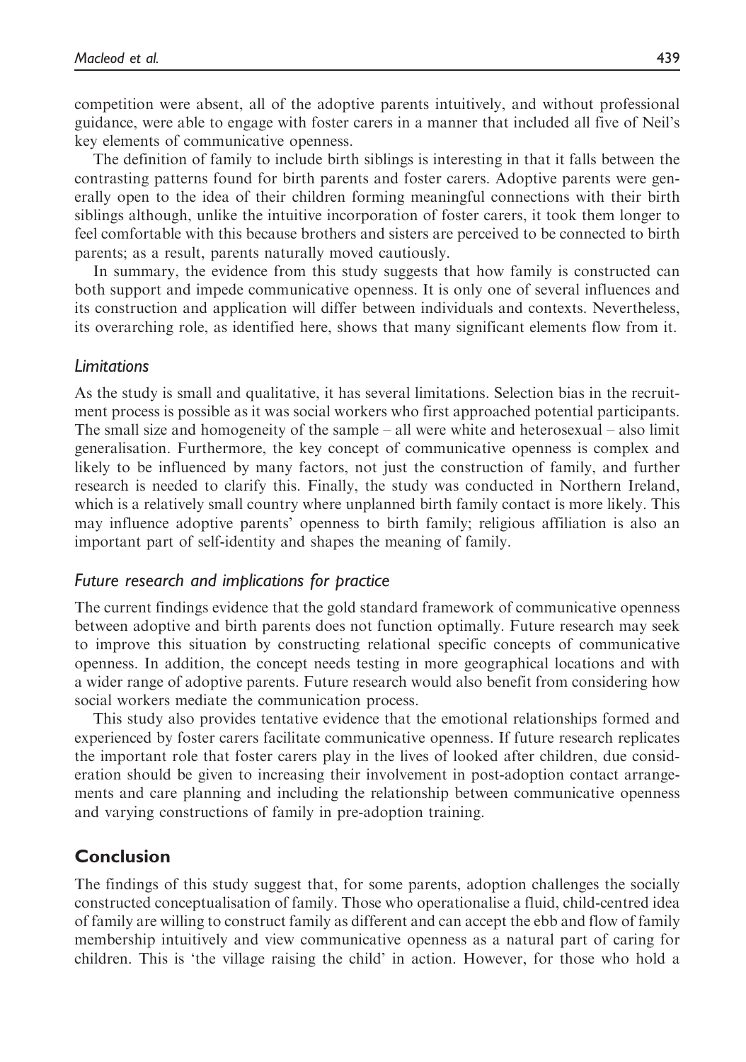competition were absent, all of the adoptive parents intuitively, and without professional guidance, were able to engage with foster carers in a manner that included all five of Neil's key elements of communicative openness.

The definition of family to include birth siblings is interesting in that it falls between the contrasting patterns found for birth parents and foster carers. Adoptive parents were generally open to the idea of their children forming meaningful connections with their birth siblings although, unlike the intuitive incorporation of foster carers, it took them longer to feel comfortable with this because brothers and sisters are perceived to be connected to birth parents; as a result, parents naturally moved cautiously.

In summary, the evidence from this study suggests that how family is constructed can both support and impede communicative openness. It is only one of several influences and its construction and application will differ between individuals and contexts. Nevertheless, its overarching role, as identified here, shows that many significant elements flow from it.

### *Limitations*

As the study is small and qualitative, it has several limitations. Selection bias in the recruitment process is possible as it was social workers who first approached potential participants. The small size and homogeneity of the sample – all were white and heterosexual – also limit generalisation. Furthermore, the key concept of communicative openness is complex and likely to be influenced by many factors, not just the construction of family, and further research is needed to clarify this. Finally, the study was conducted in Northern Ireland, which is a relatively small country where unplanned birth family contact is more likely. This may influence adoptive parents' openness to birth family; religious affiliation is also an important part of self-identity and shapes the meaning of family.

### *Future research and implications for practice*

The current findings evidence that the gold standard framework of communicative openness between adoptive and birth parents does not function optimally. Future research may seek to improve this situation by constructing relational specific concepts of communicative openness. In addition, the concept needs testing in more geographical locations and with a wider range of adoptive parents. Future research would also benefit from considering how social workers mediate the communication process.

This study also provides tentative evidence that the emotional relationships formed and experienced by foster carers facilitate communicative openness. If future research replicates the important role that foster carers play in the lives of looked after children, due consideration should be given to increasing their involvement in post-adoption contact arrangements and care planning and including the relationship between communicative openness and varying constructions of family in pre-adoption training.

## Conclusion

The findings of this study suggest that, for some parents, adoption challenges the socially constructed conceptualisation of family. Those who operationalise a fluid, child-centred idea of family are willing to construct family as different and can accept the ebb and flow of family membership intuitively and view communicative openness as a natural part of caring for children. This is 'the village raising the child' in action. However, for those who hold a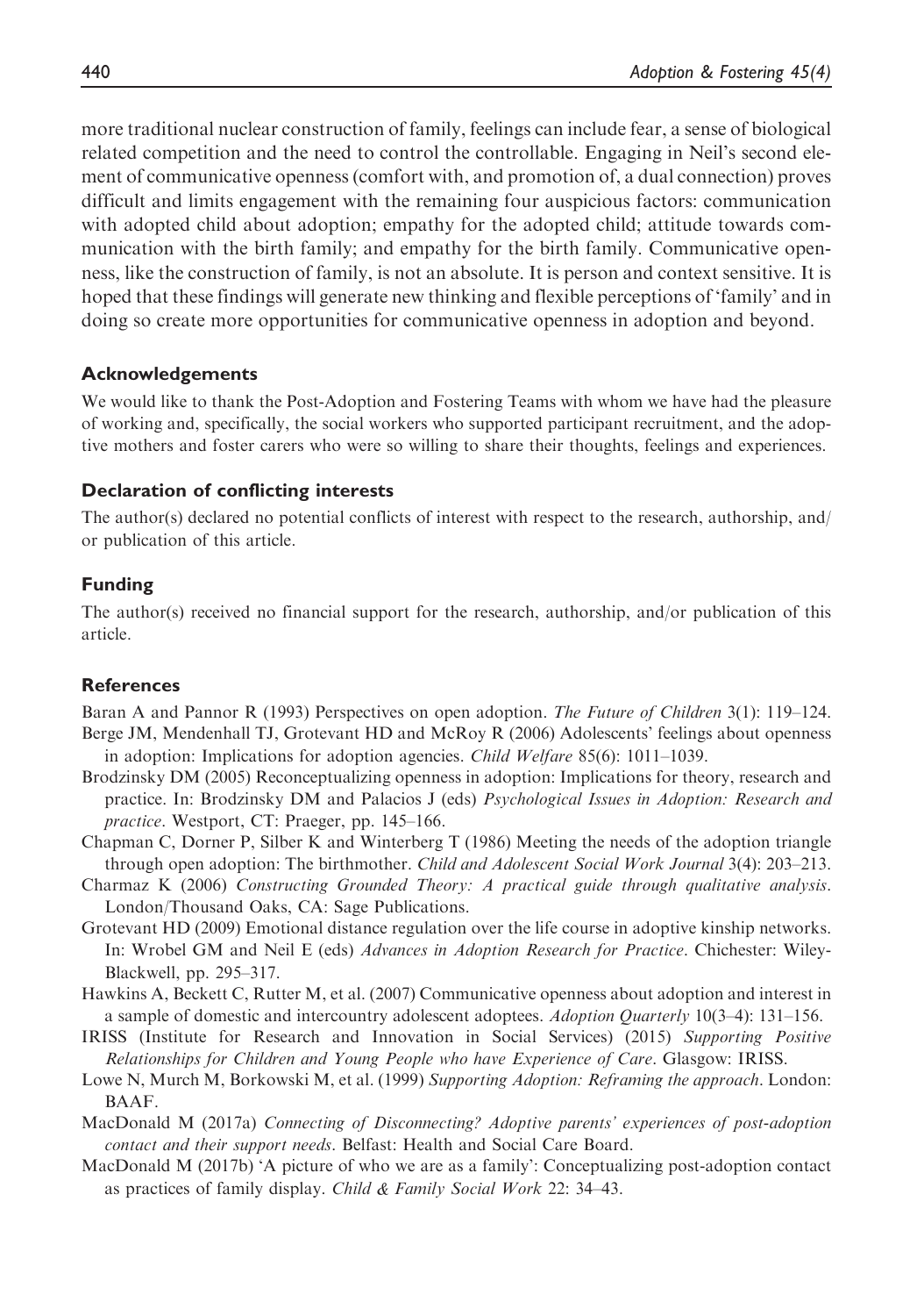more traditional nuclear construction of family, feelings can include fear, a sense of biological related competition and the need to control the controllable. Engaging in Neil's second element of communicative openness (comfort with, and promotion of, a dual connection) proves difficult and limits engagement with the remaining four auspicious factors: communication with adopted child about adoption; empathy for the adopted child; attitude towards communication with the birth family; and empathy for the birth family. Communicative openness, like the construction of family, is not an absolute. It is person and context sensitive. It is hoped that these findings will generate new thinking and flexible perceptions of 'family' and in doing so create more opportunities for communicative openness in adoption and beyond.

## Acknowledgements

We would like to thank the Post-Adoption and Fostering Teams with whom we have had the pleasure of working and, specifically, the social workers who supported participant recruitment, and the adoptive mothers and foster carers who were so willing to share their thoughts, feelings and experiences.

## Declaration of conflicting interests

The author(s) declared no potential conflicts of interest with respect to the research, authorship, and/or publication of this article.

## Funding

The author(s) received no financial support for the research, authorship, and/or publication of this article.

## References

Baran A and Pannor R (1993) Perspectives on open adoption. *The Future of Children* 3(1): 119–124.

Berge JM, Mendenhall TJ, Grotevant HD and McRoy R (2006) Adolescents' feelings about openness in adoption: Implications for adoption agencies. *Child Welfare* 85(6): 1011–1039.

Brodzinsky DM (2005) Reconceptualizing openness in adoption: Implications for theory, research and practice. In: Brodzinsky DM and Palacios J (eds) *Psychological Issues in Adoption: Research and practice*. Westport, CT: Praeger, pp. 145–166.

Chapman C, Dorner P, Silber K and Winterberg T (1986) Meeting the needs of the adoption triangle through open adoption: The birthmother. *Child and Adolescent Social Work Journal* 3(4): 203–213.

Charmaz K (2006) *Constructing Grounded Theory: A practical guide through qualitative analysis*. London/Thousand Oaks, CA: Sage Publications.

Grotevant HD (2009) Emotional distance regulation over the life course in adoptive kinship networks. In: Wrobel GM and Neil E (eds) *Advances in Adoption Research for Practice*. Chichester: Wiley-Blackwell, pp. 295–317.

Hawkins A, Beckett C, Rutter M, et al. (2007) Communicative openness about adoption and interest in a sample of domestic and intercountry adolescent adoptees. *Adoption Quarterly* 10(3–4): 131–156.

IRISS (Institute for Research and Innovation in Social Services) (2015) *Supporting Positive Relationships for Children and Young People who have Experience of Care*. Glasgow: IRISS.

Lowe N, Murch M, Borkowski M, et al. (1999) *Supporting Adoption: Reframing the approach*. London: BAAF.

MacDonald M (2017a) *Connecting of Disconnecting? Adoptive parents' experiences of post-adoption contact and their support needs*. Belfast: Health and Social Care Board.

MacDonald M (2017b) 'A picture of who we are as a family': Conceptualizing post-adoption contact as practices of family display. *Child & Family Social Work* 22: 34–43.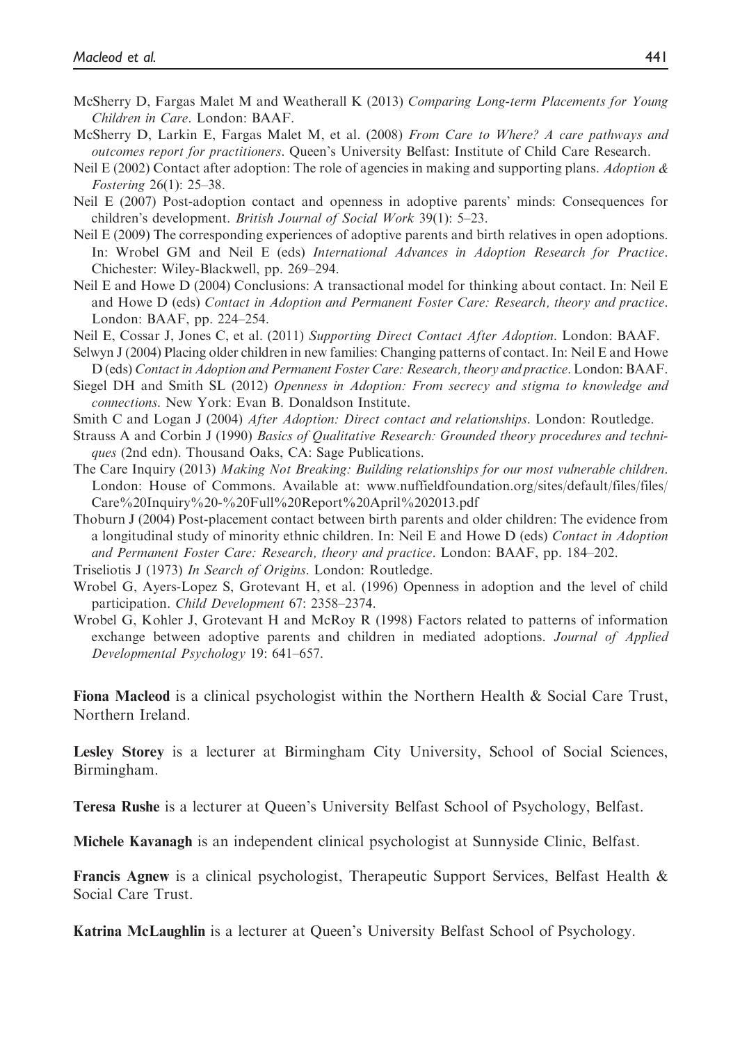McSherry D, Fargas Malet M and Weatherall K (2013) *Comparing Long-term Placements for Young Children in Care*. London: BAAF.

McSherry D, Larkin E, Fargas Malet M, et al. (2008) *From Care to Where? A care pathways and outcomes report for practitioners*. Queen's University Belfast: Institute of Child Care Research.

Neil E (2002) Contact after adoption: The role of agencies in making and supporting plans. *Adoption & Fostering* 26(1): 25–38.

Neil E (2007) Post-adoption contact and openness in adoptive parents' minds: Consequences for children's development. *British Journal of Social Work* 39(1): 5–23.

Neil E (2009) The corresponding experiences of adoptive parents and birth relatives in open adoptions. In: Wrobel GM and Neil E (eds) *International Advances in Adoption Research for Practice*. Chichester: Wiley-Blackwell, pp. 269–294.

Neil E and Howe D (2004) Conclusions: A transactional model for thinking about contact. In: Neil E and Howe D (eds) *Contact in Adoption and Permanent Foster Care: Research, theory and practice*. London: BAAF, pp. 224–254.

Neil E, Cossar J, Jones C, et al. (2011) *Supporting Direct Contact After Adoption*. London: BAAF.

Selwyn J (2004) Placing older children in new families: Changing patterns of contact. In: Neil E and Howe D (eds) *Contact in Adoption and Permanent Foster Care: Research, theory and practice*. London: BAAF.

Siegel DH and Smith SL (2012) *Openness in Adoption: From secrecy and stigma to knowledge and connections*. New York: Evan B. Donaldson Institute.

Smith C and Logan J (2004) *After Adoption: Direct contact and relationships*. London: Routledge.

Strauss A and Corbin J (1990) *Basics of Qualitative Research: Grounded theory procedures and techniques* (2nd edn). Thousand Oaks, CA: Sage Publications.

The Care Inquiry (2013) *Making Not Breaking: Building relationships for our most vulnerable children*. London: House of Commons. Available at: www.nuffieldfoundation.org/sites/default/files/files/Care%20Inquiry%20-%20Full%20Report%20April%202013.pdf

Thoburn J (2004) Post-placement contact between birth parents and older children: The evidence from a longitudinal study of minority ethnic children. In: Neil E and Howe D (eds) *Contact in Adoption and Permanent Foster Care: Research, theory and practice*. London: BAAF, pp. 184–202.

Triseliotis J (1973) *In Search of Origins*. London: Routledge.

Wrobel G, Ayers-Lopez S, Grotevant H, et al. (1996) Openness in adoption and the level of child participation. *Child Development* 67: 2358–2374.

Wrobel G, Kohler J, Grotevant H and McRoy R (1998) Factors related to patterns of information exchange between adoptive parents and children in mediated adoptions. *Journal of Applied Developmental Psychology* 19: 641–657.

**Fiona Macleod** is a clinical psychologist within the Northern Health & Social Care Trust, Northern Ireland.

**Lesley Storey** is a lecturer at Birmingham City University, School of Social Sciences, Birmingham.

**Teresa Rushe** is a lecturer at Queen's University Belfast School of Psychology, Belfast.

**Michele Kavanagh** is an independent clinical psychologist at Sunnyside Clinic, Belfast.

**Francis Agnew** is a clinical psychologist, Therapeutic Support Services, Belfast Health & Social Care Trust.

**Katrina McLaughlin** is a lecturer at Queen's University Belfast School of Psychology.